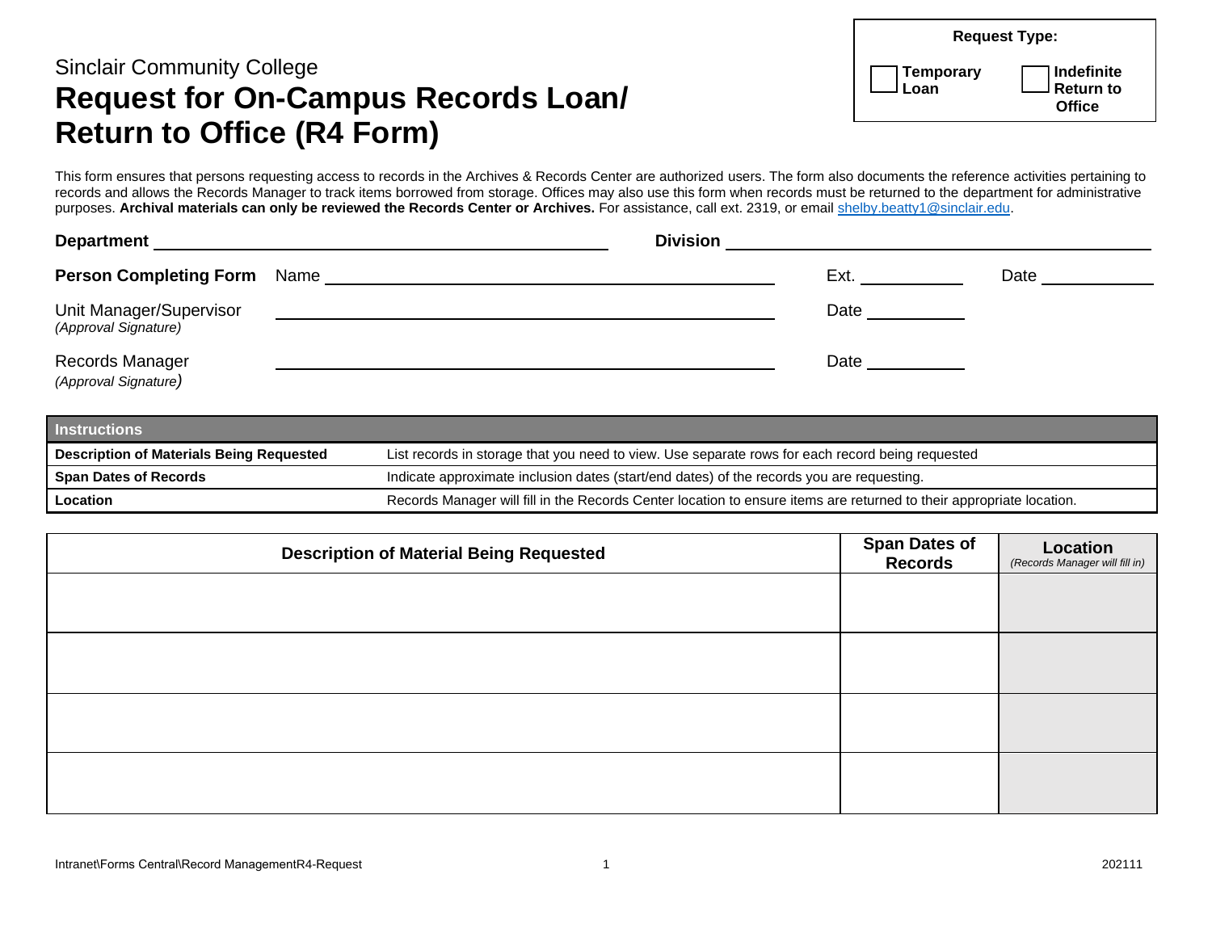Sinclair Community College

# Request for On-Campus Records Loan/ Return to Office (R4 Form)

**Request Type:**

☐ **Temporary Loan** ☐ **Indefinite Return to Office**

This form ensures that persons requesting access to records in the Archives & Records Center are authorized users. The form also documents the reference activities pertaining to records and allows the Records Manager to track items borrowed from storage. Offices may also use this form when records must be returned to the department for administrative purposes. **Archival materials can only be reviewed the Records Center or Archives.** For assistance, call ext. 2319, or email shelby.beatty1@sinclair.edu.

**Department** ____________________ **Division** ____________________

**Person Completing Form** Name ____________________ Ext. __________ Date __________

Unit Manager/Supervisor *(Approval Signature)* ____________________ Date __________

Records Manager *(Approval Signature)* ____________________ Date __________

| Instructions | |
|---|---|
| **Description of Materials Being Requested** | List records in storage that you need to view. Use separate rows for each record being requested |
| **Span Dates of Records** | Indicate approximate inclusion dates (start/end dates) of the records you are requesting. |
| **Location** | Records Manager will fill in the Records Center location to ensure items are returned to their appropriate location. |

| Description of Material Being Requested | Span Dates of Records | Location *(Records Manager will fill in)* |
|---|---|---|
| | | |
| | | |
| | | |
| | | |

Intranet\Forms Central\Record ManagementR4-Request 202111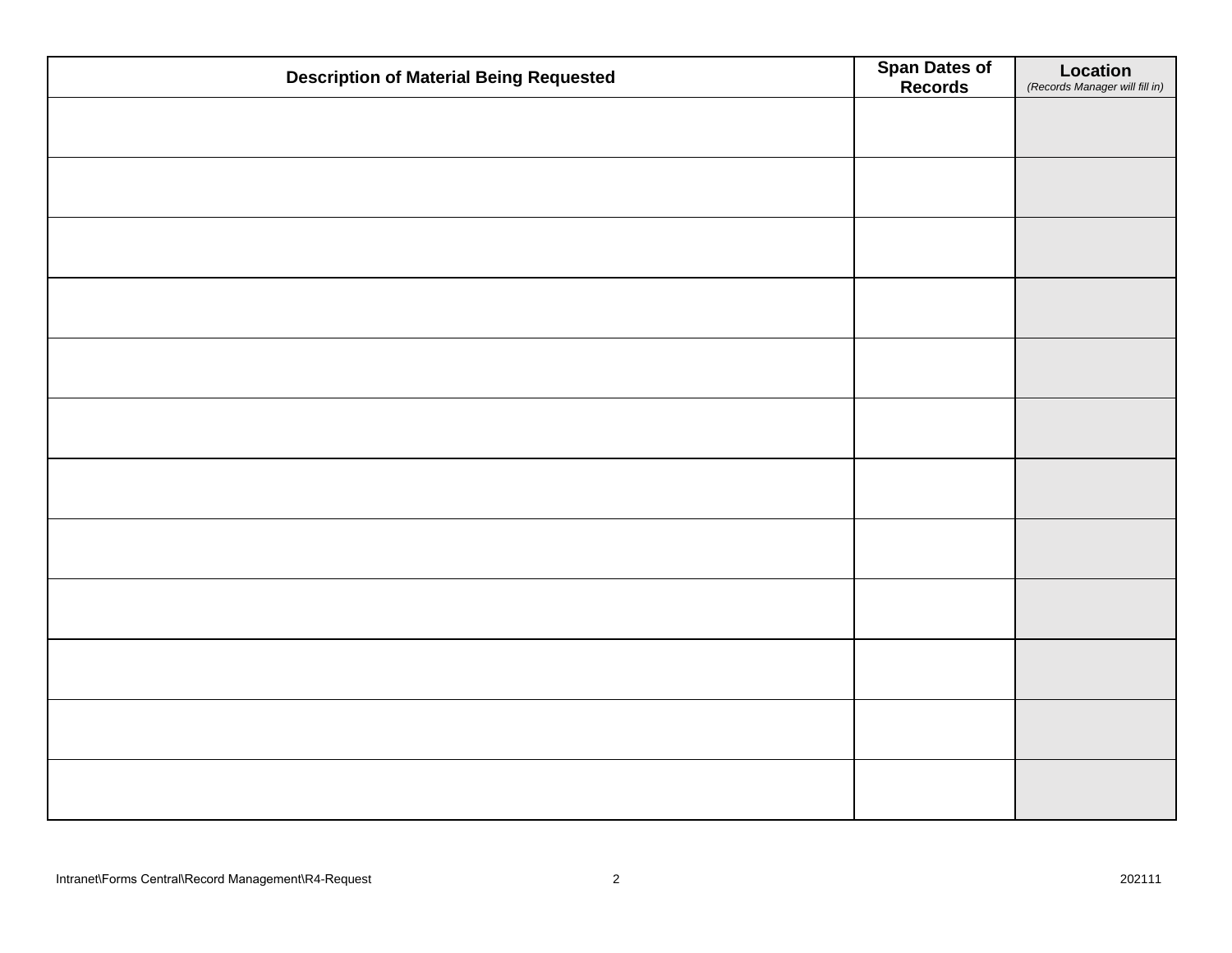| Description of Material Being Requested | Span Dates of Records | Location *(Records Manager will fill in)* |
|---|---|---|
| | | |
| | | |
| | | |
| | | |
| | | |
| | | |
| | | |
| | | |
| | | |
| | | |
| | | |
| | | |

Intranet\Forms Central\Record Management\R4-Request 202111